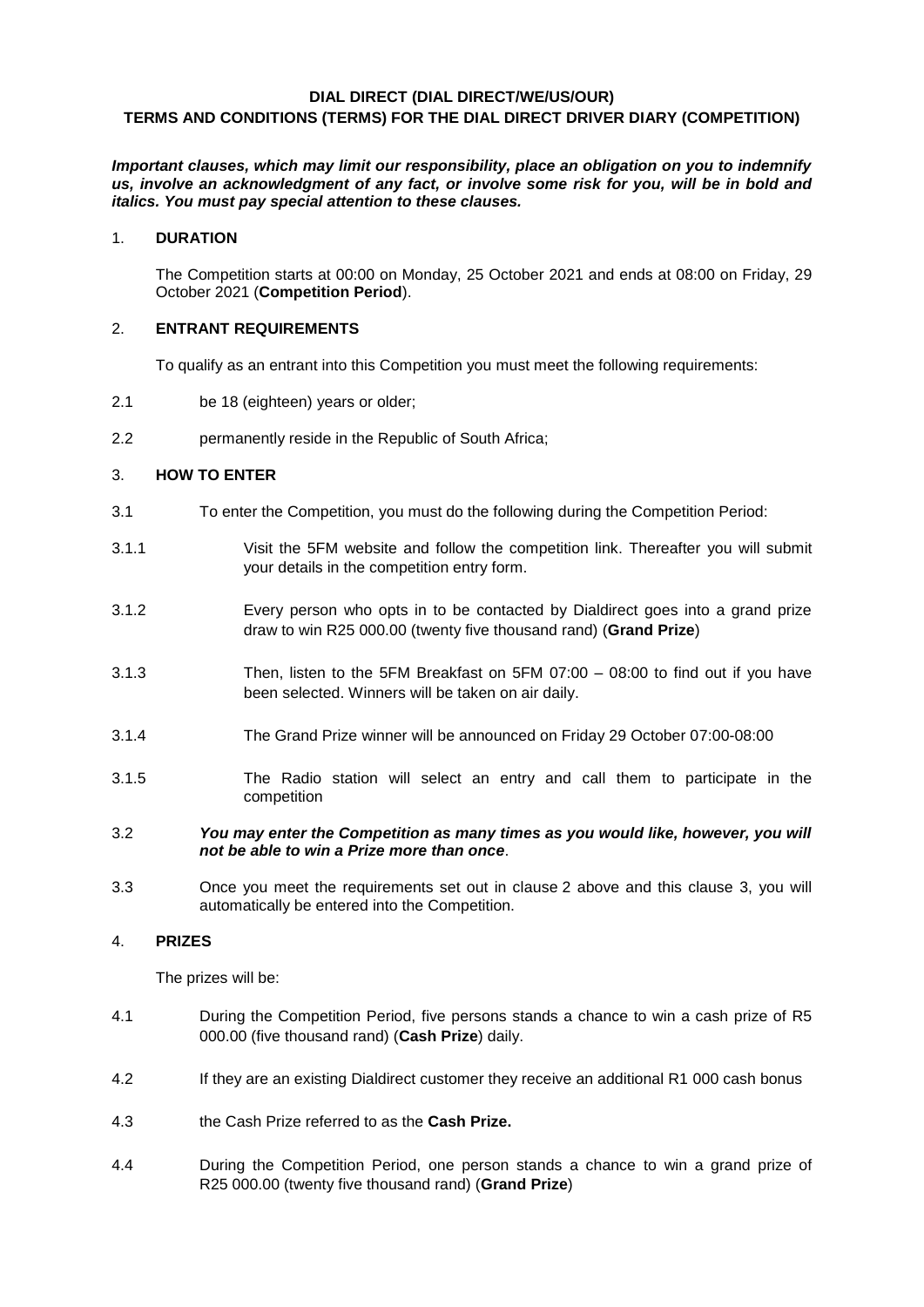**DIAL DIRECT (DIAL DIRECT/WE/US/OUR)**
**TERMS AND CONDITIONS (TERMS) FOR THE DIAL DIRECT DRIVER DIARY (COMPETITION)**

***Important clauses, which may limit our responsibility, place an obligation on you to indemnify us, involve an acknowledgment of any fact, or involve some risk for you, will be in bold and italics. You must pay special attention to these clauses.***

1. **DURATION**

The Competition starts at 00:00 on Monday, 25 October 2021 and ends at 08:00 on Friday, 29 October 2021 (**Competition Period**).

2. **ENTRANT REQUIREMENTS**

To qualify as an entrant into this Competition you must meet the following requirements:

2.1 be 18 (eighteen) years or older;

2.2 permanently reside in the Republic of South Africa;

3. **HOW TO ENTER**

3.1 To enter the Competition, you must do the following during the Competition Period:

3.1.1 Visit the 5FM website and follow the competition link. Thereafter you will submit your details in the competition entry form.

3.1.2 Every person who opts in to be contacted by Dialdirect goes into a grand prize draw to win R25 000.00 (twenty five thousand rand) (**Grand Prize**)

3.1.3 Then, listen to the 5FM Breakfast on 5FM 07:00 – 08:00 to find out if you have been selected. Winners will be taken on air daily.

3.1.4 The Grand Prize winner will be announced on Friday 29 October 07:00-08:00

3.1.5 The Radio station will select an entry and call them to participate in the competition

3.2 ***You may enter the Competition as many times as you would like, however, you will not be able to win a Prize more than once***.

3.3 Once you meet the requirements set out in clause 2 above and this clause 3, you will automatically be entered into the Competition.

4. **PRIZES**

The prizes will be:

4.1 During the Competition Period, five persons stands a chance to win a cash prize of R5 000.00 (five thousand rand) (**Cash Prize**) daily.

4.2 If they are an existing Dialdirect customer they receive an additional R1 000 cash bonus

4.3 the Cash Prize referred to as the **Cash Prize.**

4.4 During the Competition Period, one person stands a chance to win a grand prize of R25 000.00 (twenty five thousand rand) (**Grand Prize**)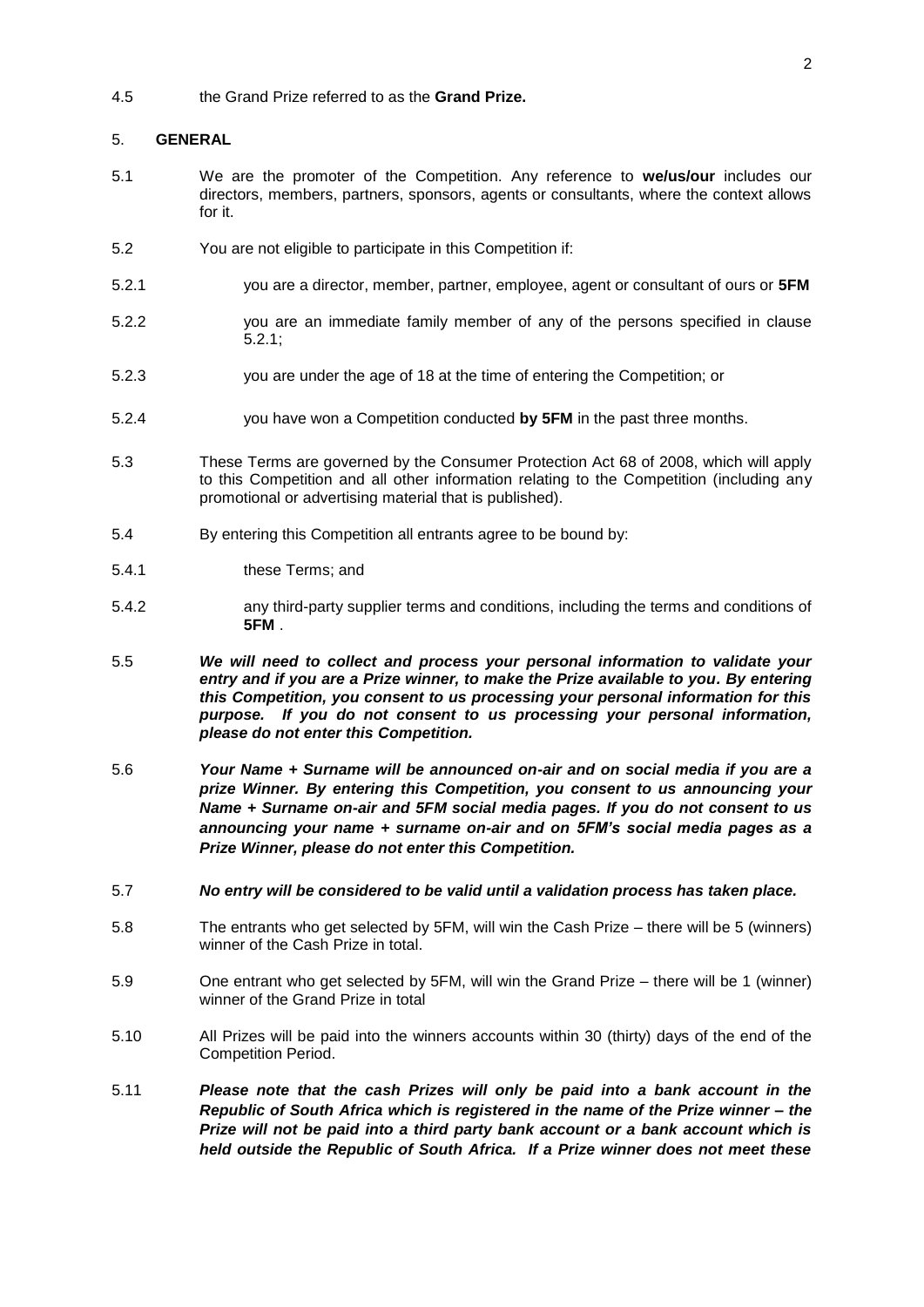4.5 the Grand Prize referred to as the **Grand Prize.**

## 5. GENERAL

5.1 We are the promoter of the Competition. Any reference to **we/us/our** includes our directors, members, partners, sponsors, agents or consultants, where the context allows for it.

5.2 You are not eligible to participate in this Competition if:

5.2.1 you are a director, member, partner, employee, agent or consultant of ours or **5FM**

5.2.2 you are an immediate family member of any of the persons specified in clause 5.2.1;

5.2.3 you are under the age of 18 at the time of entering the Competition; or

5.2.4 you have won a Competition conducted **by 5FM** in the past three months.

5.3 These Terms are governed by the Consumer Protection Act 68 of 2008, which will apply to this Competition and all other information relating to the Competition (including any promotional or advertising material that is published).

5.4 By entering this Competition all entrants agree to be bound by:

5.4.1 these Terms; and

5.4.2 any third-party supplier terms and conditions, including the terms and conditions of **5FM** .

5.5 ***We will need to collect and process your personal information to validate your entry and if you are a Prize winner, to make the Prize available to you. By entering this Competition, you consent to us processing your personal information for this purpose. If you do not consent to us processing your personal information, please do not enter this Competition.***

5.6 ***Your Name + Surname will be announced on-air and on social media if you are a prize Winner. By entering this Competition, you consent to us announcing your Name + Surname on-air and 5FM social media pages. If you do not consent to us announcing your name + surname on-air and on 5FM's social media pages as a Prize Winner, please do not enter this Competition.***

5.7 ***No entry will be considered to be valid until a validation process has taken place.***

5.8 The entrants who get selected by 5FM, will win the Cash Prize – there will be 5 (winners) winner of the Cash Prize in total.

5.9 One entrant who get selected by 5FM, will win the Grand Prize – there will be 1 (winner) winner of the Grand Prize in total

5.10 All Prizes will be paid into the winners accounts within 30 (thirty) days of the end of the Competition Period.

5.11 ***Please note that the cash Prizes will only be paid into a bank account in the Republic of South Africa which is registered in the name of the Prize winner – the Prize will not be paid into a third party bank account or a bank account which is held outside the Republic of South Africa. If a Prize winner does not meet these***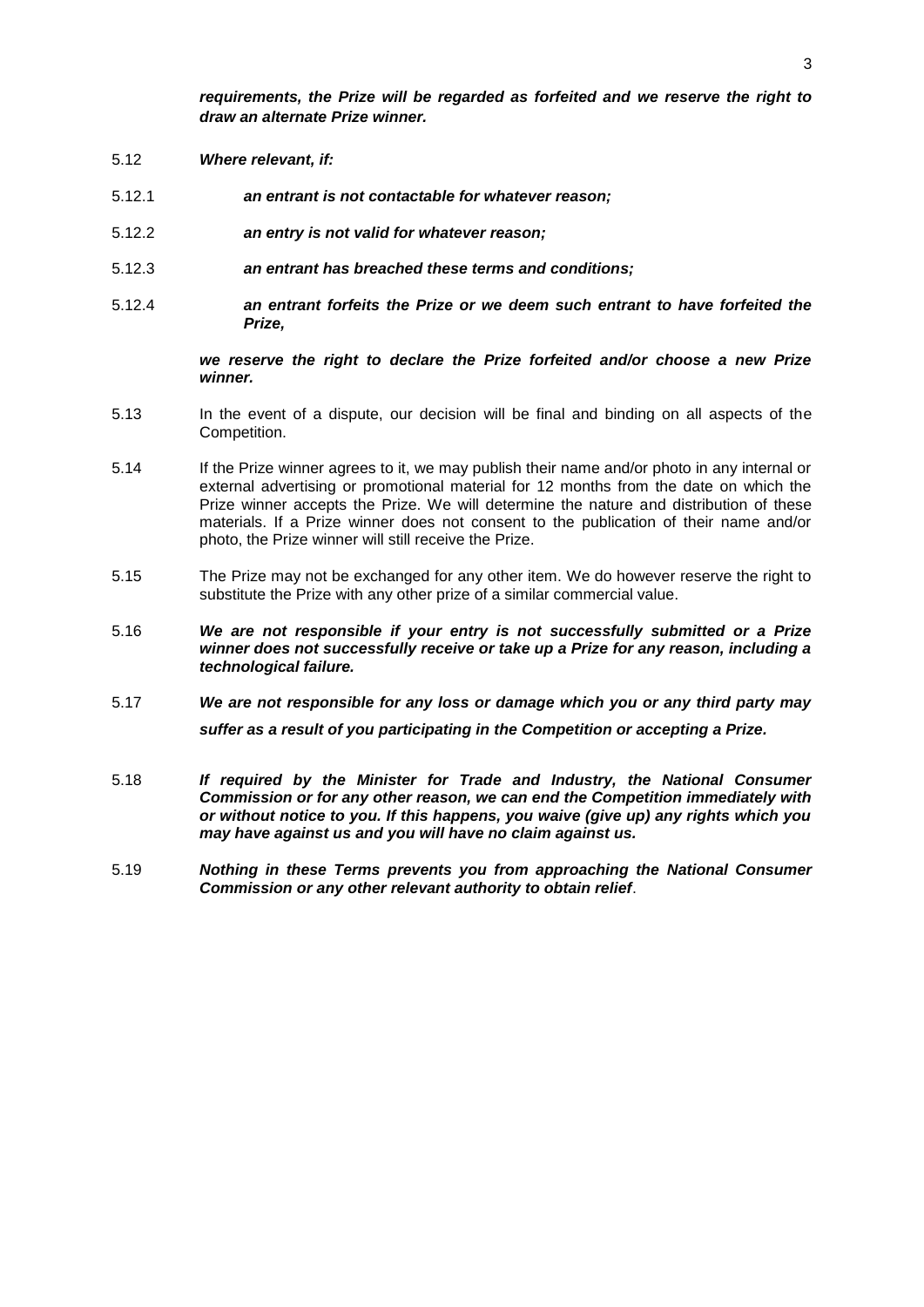***requirements, the Prize will be regarded as forfeited and we reserve the right to draw an alternate Prize winner.***

5.12 ***Where relevant, if:***

5.12.1 ***an entrant is not contactable for whatever reason;***

5.12.2 ***an entry is not valid for whatever reason;***

5.12.3 ***an entrant has breached these terms and conditions;***

5.12.4 ***an entrant forfeits the Prize or we deem such entrant to have forfeited the Prize,***

***we reserve the right to declare the Prize forfeited and/or choose a new Prize winner.***

5.13 In the event of a dispute, our decision will be final and binding on all aspects of the Competition.

5.14 If the Prize winner agrees to it, we may publish their name and/or photo in any internal or external advertising or promotional material for 12 months from the date on which the Prize winner accepts the Prize. We will determine the nature and distribution of these materials. If a Prize winner does not consent to the publication of their name and/or photo, the Prize winner will still receive the Prize.

5.15 The Prize may not be exchanged for any other item. We do however reserve the right to substitute the Prize with any other prize of a similar commercial value.

5.16 ***We are not responsible if your entry is not successfully submitted or a Prize winner does not successfully receive or take up a Prize for any reason, including a technological failure.***

5.17 ***We are not responsible for any loss or damage which you or any third party may suffer as a result of you participating in the Competition or accepting a Prize.***

5.18 ***If required by the Minister for Trade and Industry, the National Consumer Commission or for any other reason, we can end the Competition immediately with or without notice to you. If this happens, you waive (give up) any rights which you may have against us and you will have no claim against us.***

5.19 ***Nothing in these Terms prevents you from approaching the National Consumer Commission or any other relevant authority to obtain relief***.